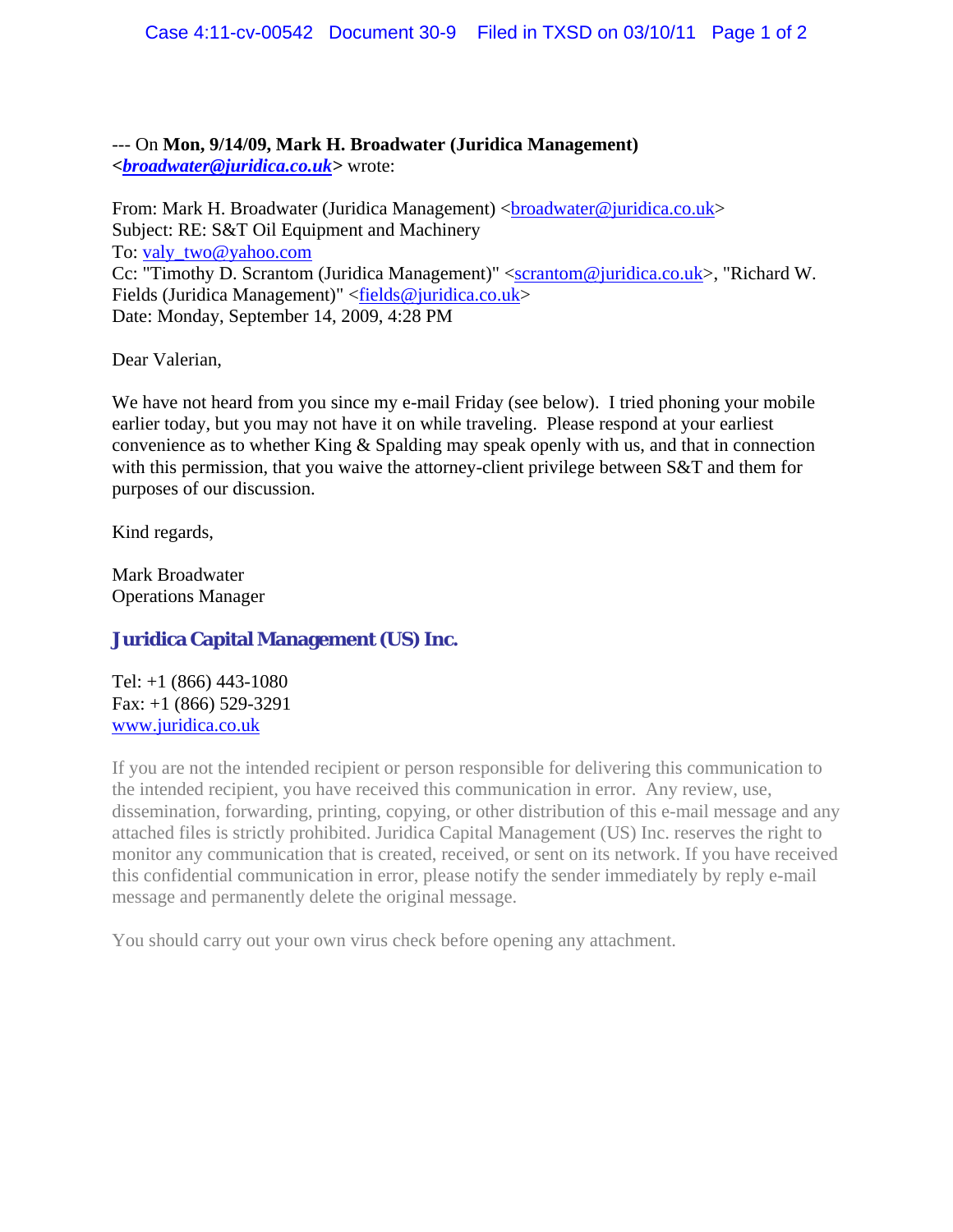--- On **Mon, 9/14/09, Mark H. Broadwater (Juridica Management) <*broadwater@juridica.co.uk*>** wrote:

From: Mark H. Broadwater (Juridica Management) <broadwater@juridica.co.uk>
Subject: RE: S&T Oil Equipment and Machinery
To: valy_two@yahoo.com
Cc: "Timothy D. Scrantom (Juridica Management)" <scrantom@juridica.co.uk>, "Richard W. Fields (Juridica Management)" <fields@juridica.co.uk>
Date: Monday, September 14, 2009, 4:28 PM

Dear Valerian,

We have not heard from you since my e-mail Friday (see below). I tried phoning your mobile earlier today, but you may not have it on while traveling. Please respond at your earliest convenience as to whether King & Spalding may speak openly with us, and that in connection with this permission, that you waive the attorney-client privilege between S&T and them for purposes of our discussion.

Kind regards,

Mark Broadwater
Operations Manager

**Juridica Capital Management (US) Inc.**

Tel: +1 (866) 443-1080
Fax: +1 (866) 529-3291
www.juridica.co.uk

If you are not the intended recipient or person responsible for delivering this communication to the intended recipient, you have received this communication in error. Any review, use, dissemination, forwarding, printing, copying, or other distribution of this e-mail message and any attached files is strictly prohibited. Juridica Capital Management (US) Inc. reserves the right to monitor any communication that is created, received, or sent on its network. If you have received this confidential communication in error, please notify the sender immediately by reply e-mail message and permanently delete the original message.

You should carry out your own virus check before opening any attachment.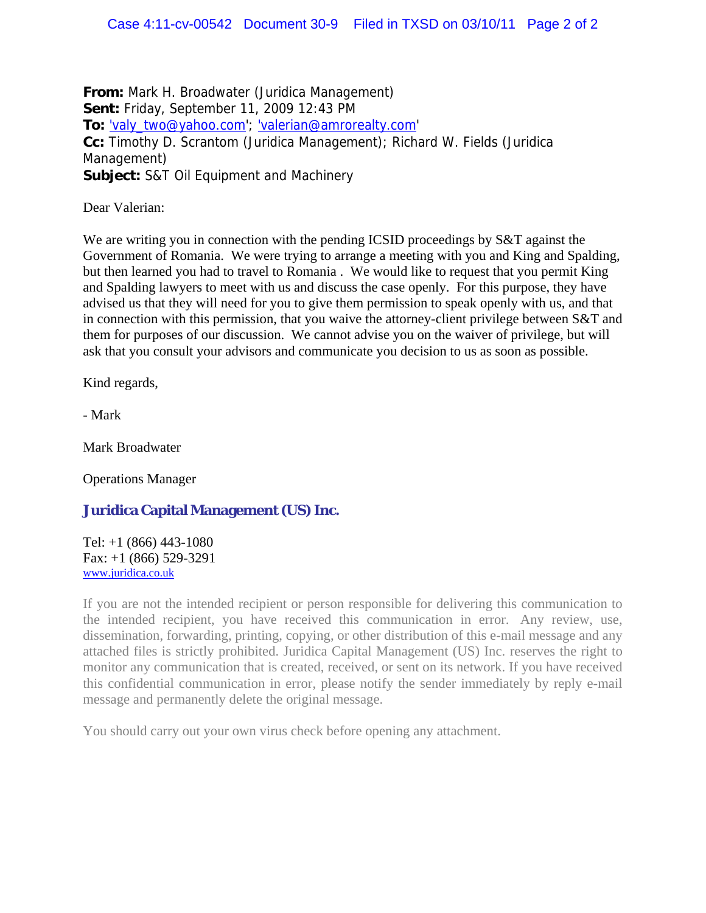**From:** Mark H. Broadwater (Juridica Management)
**Sent:** Friday, September 11, 2009 12:43 PM
**To:** 'valy_two@yahoo.com'; 'valerian@amrorealty.com'
**Cc:** Timothy D. Scrantom (Juridica Management); Richard W. Fields (Juridica Management)
**Subject:** S&T Oil Equipment and Machinery

Dear Valerian:

We are writing you in connection with the pending ICSID proceedings by S&T against the Government of Romania. We were trying to arrange a meeting with you and King and Spalding, but then learned you had to travel to Romania . We would like to request that you permit King and Spalding lawyers to meet with us and discuss the case openly. For this purpose, they have advised us that they will need for you to give them permission to speak openly with us, and that in connection with this permission, that you waive the attorney-client privilege between S&T and them for purposes of our discussion. We cannot advise you on the waiver of privilege, but will ask that you consult your advisors and communicate you decision to us as soon as possible.

Kind regards,

- Mark

Mark Broadwater

Operations Manager

**Juridica Capital Management (US) Inc.**

Tel: +1 (866) 443-1080
Fax: +1 (866) 529-3291
www.juridica.co.uk

If you are not the intended recipient or person responsible for delivering this communication to the intended recipient, you have received this communication in error. Any review, use, dissemination, forwarding, printing, copying, or other distribution of this e-mail message and any attached files is strictly prohibited. Juridica Capital Management (US) Inc. reserves the right to monitor any communication that is created, received, or sent on its network. If you have received this confidential communication in error, please notify the sender immediately by reply e-mail message and permanently delete the original message.

You should carry out your own virus check before opening any attachment.